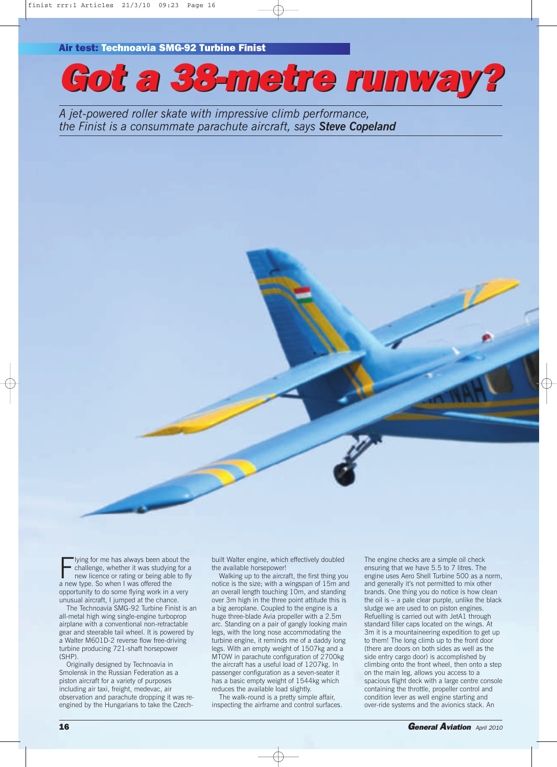**Air test:** Technoavia SMG-92 Turbine Finist

# Got a 38-metre runway?

*A jet-powered roller skate with impressive climb performance, the Finist is a consummate parachute aircraft, says **Steve Copeland***

Flying for me has always been about the challenge, whether it was studying for a new licence or rating or being able to fly a new type. So when I was offered the opportunity to do some flying work in a very unusual aircraft, I jumped at the chance.

The Technoavia SMG-92 Turbine Finist is an all-metal high wing single-engine turboprop airplane with a conventional non-retractable gear and steerable tail wheel. It is powered by a Walter M601D-2 reverse flow free-driving turbine producing 721-shaft horsepower (SHP).

Originally designed by Technoavia in Smolensk in the Russian Federation as a piston aircraft for a variety of purposes including air taxi, freight, medevac, air observation and parachute dropping it was re-engined by the Hungarians to take the Czech-built Walter engine, which effectively doubled the available horsepower!

Walking up to the aircraft, the first thing you notice is the size; with a wingspan of 15m and an overall length touching 10m, and standing over 3m high in the three point attitude this is a big aeroplane. Coupled to the engine is a huge three-blade Avia propeller with a 2.5m arc. Standing on a pair of gangly looking main legs, with the long nose accommodating the turbine engine, it reminds me of a daddy long legs. With an empty weight of 1507kg and a MTOW in parachute configuration of 2700kg the aircraft has a useful load of 1207kg. In passenger configuration as a seven-seater it has a basic empty weight of 1544kg which reduces the available load slightly.

The walk-round is a pretty simple affair, inspecting the airframe and control surfaces. The engine checks are a simple oil check ensuring that we have 5.5 to 7 litres. The engine uses Aero Shell Turbine 500 as a norm, and generally it's not permitted to mix other brands. One thing you do notice is how clean the oil is – a pale clear purple, unlike the black sludge we are used to on piston engines. Refuelling is carried out with JetA1 through standard filler caps located on the wings. At 3m it is a mountaineering expedition to get up to them! The long climb up to the front door (there are doors on both sides as well as the side entry cargo door) is accomplished by climbing onto the front wheel, then onto a step on the main leg, allows you access to a spacious flight deck with a large centre console containing the throttle, propeller control and condition lever as well engine starting and over-ride systems and the avionics stack. An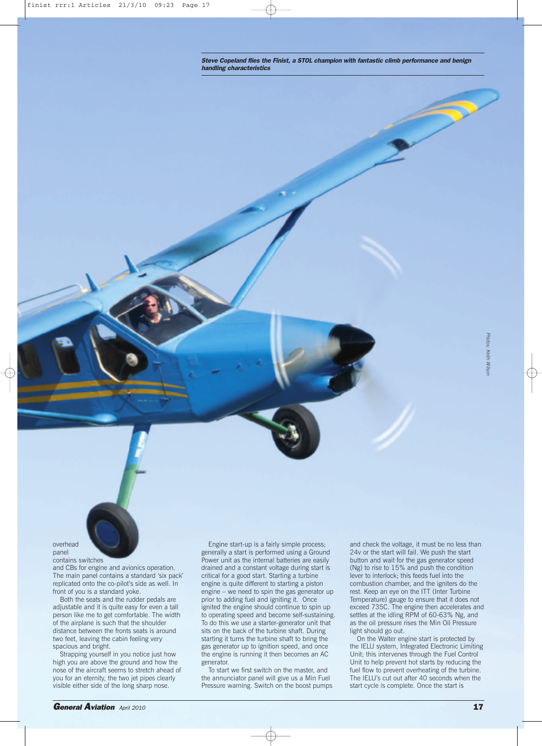***Steve Copeland flies the Finist, a STOL champion with fantastic climb performance and benign handling characteristics***

overhead panel contains switches and CBs for engine and avionics operation. The main panel contains a standard 'six pack' replicated onto the co-pilot's side as well. In front of you is a standard yoke.

Both the seats and the rudder pedals are adjustable and it is quite easy for even a tall person like me to get comfortable. The width of the airplane is such that the shoulder distance between the fronts seats is around two feet, leaving the cabin feeling very spacious and bright.

Strapping yourself in you notice just how high you are above the ground and how the nose of the aircraft seems to stretch ahead of you for an eternity, the two jet pipes clearly visible either side of the long sharp nose.

Engine start-up is a fairly simple process; generally a start is performed using a Ground Power unit as the internal batteries are easily drained and a constant voltage during start is critical for a good start. Starting a turbine engine is quite different to starting a piston engine – we need to spin the gas generator up prior to adding fuel and igniting it. Once ignited the engine should continue to spin up to operating speed and become self-sustaining. To do this we use a starter-generator unit that sits on the back of the turbine shaft. During starting it turns the turbine shaft to bring the gas generator up to ignition speed, and once the engine is running it then becomes an AC generator.

To start we first switch on the master, and the annunciator panel will give us a Min Fuel Pressure warning. Switch on the boost pumps and check the voltage, it must be no less than 24v or the start will fail. We push the start button and wait for the gas generator speed (Ng) to rise to 15% and push the condition lever to interlock; this feeds fuel into the combustion chamber, and the igniters do the rest. Keep an eye on the ITT (Inter Turbine Temperature) gauge to ensure that it does not exceed 735C. The engine then accelerates and settles at the idling RPM of 60-63% Ng, and as the oil pressure rises the Min Oil Pressure light should go out.

On the Walter engine start is protected by the IELU system, Integrated Electronic Limiting Unit; this intervenes through the Fuel Control Unit to help prevent hot starts by reducing the fuel flow to prevent overheating of the turbine. The IELU's cut out after 40 seconds when the start cycle is complete. Once the start is

*Photos: Keith Wilson*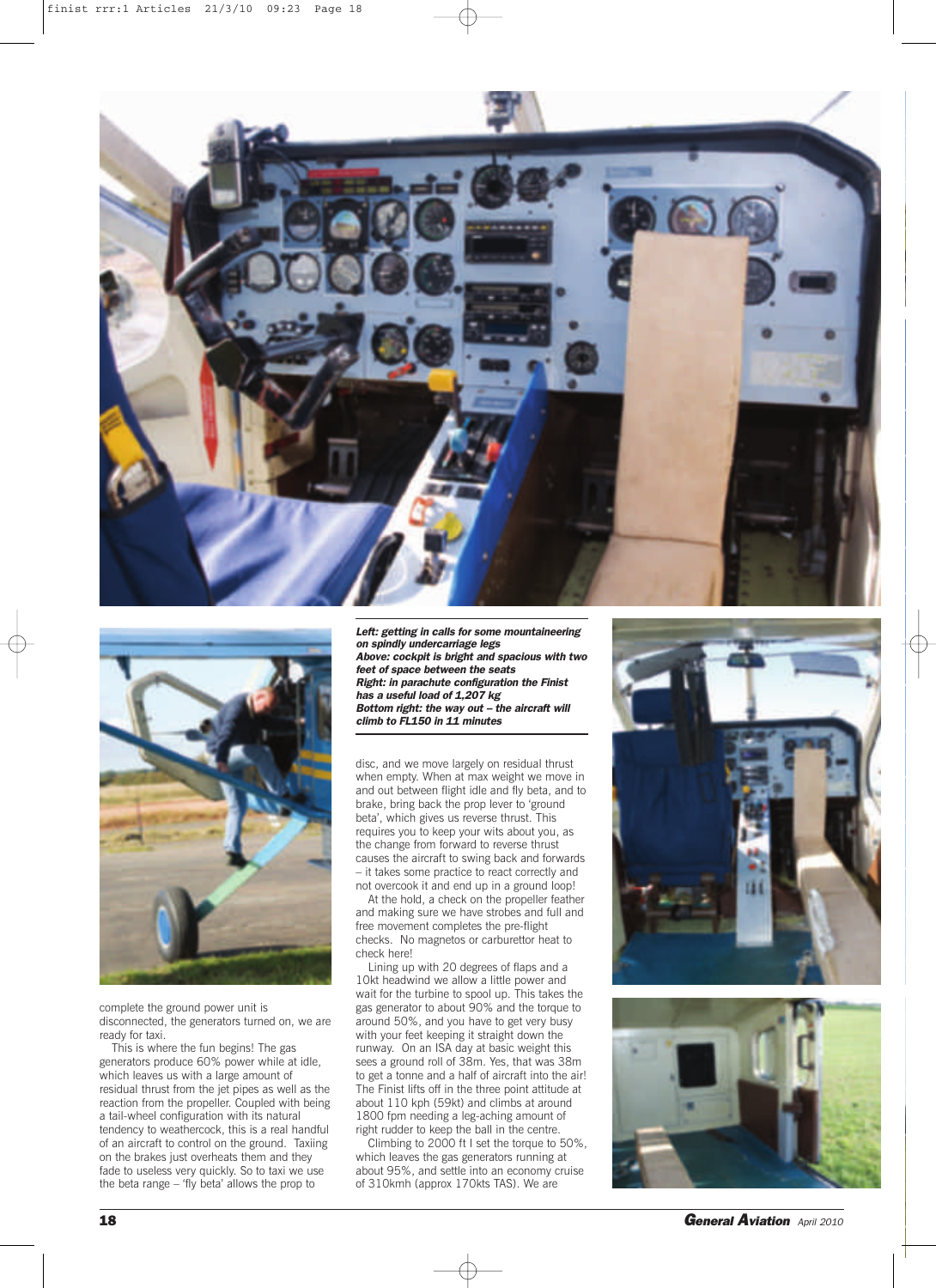***Left: getting in calls for some mountaineering on spindly undercarriage legs***
***Above: cockpit is bright and spacious with two feet of space between the seats***
***Right: in parachute configuration the Finist has a useful load of 1,207 kg***
***Bottom right: the way out – the aircraft will climb to FL150 in 11 minutes***

complete the ground power unit is disconnected, the generators turned on, we are ready for taxi.

This is where the fun begins! The gas generators produce 60% power while at idle, which leaves us with a large amount of residual thrust from the jet pipes as well as the reaction from the propeller. Coupled with being a tail-wheel configuration with its natural tendency to weathercock, this is a real handful of an aircraft to control on the ground. Taxiing on the brakes just overheats them and they fade to useless very quickly. So to taxi we use the beta range – 'fly beta' allows the prop to disc, and we move largely on residual thrust when empty. When at max weight we move in and out between flight idle and fly beta, and to brake, bring back the prop lever to 'ground beta', which gives us reverse thrust. This requires you to keep your wits about you, as the change from forward to reverse thrust causes the aircraft to swing back and forwards – it takes some practice to react correctly and not overcook it and end up in a ground loop!

At the hold, a check on the propeller feather and making sure we have strobes and full and free movement completes the pre-flight checks. No magnetos or carburettor heat to check here!

Lining up with 20 degrees of flaps and a 10kt headwind we allow a little power and wait for the turbine to spool up. This takes the gas generator to about 90% and the torque to around 50%, and you have to get very busy with your feet keeping it straight down the runway. On an ISA day at basic weight this sees a ground roll of 38m. Yes, that was 38m to get a tonne and a half of aircraft into the air! The Finist lifts off in the three point attitude at about 110 kph (59kt) and climbs at around 1800 fpm needing a leg-aching amount of right rudder to keep the ball in the centre.

Climbing to 2000 ft I set the torque to 50%, which leaves the gas generators running at about 95%, and settle into an economy cruise of 310kmh (approx 170kts TAS). We are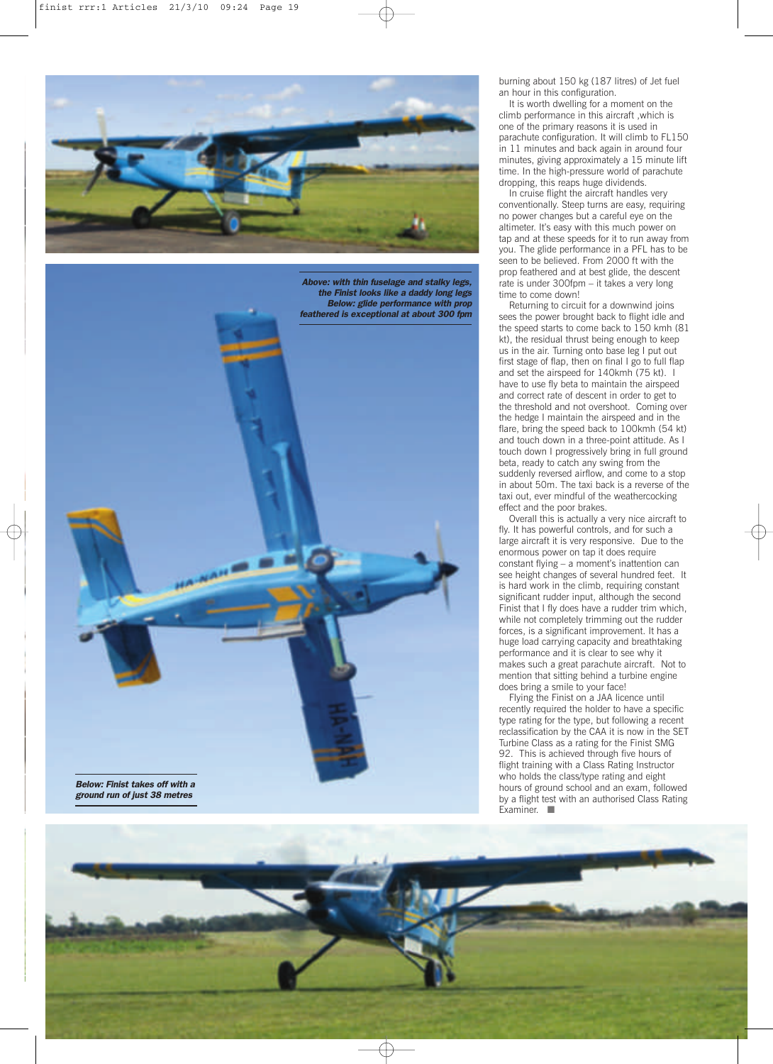*Above: with thin fuselage and stalky legs, the Finist looks like a daddy long legs*
***Below: glide performance with prop feathered is exceptional at about 300 fpm***

***Below: Finist takes off with a ground run of just 38 metres***

burning about 150 kg (187 litres) of Jet fuel an hour in this configuration.

It is worth dwelling for a moment on the climb performance in this aircraft ,which is one of the primary reasons it is used in parachute configuration. It will climb to FL150 in 11 minutes and back again in around four minutes, giving approximately a 15 minute lift time. In the high-pressure world of parachute dropping, this reaps huge dividends.

In cruise flight the aircraft handles very conventionally. Steep turns are easy, requiring no power changes but a careful eye on the altimeter. It's easy with this much power on tap and at these speeds for it to run away from you. The glide performance in a PFL has to be seen to be believed. From 2000 ft with the prop feathered and at best glide, the descent rate is under 300fpm – it takes a very long time to come down!

Returning to circuit for a downwind joins sees the power brought back to flight idle and the speed starts to come back to 150 kmh (81 kt), the residual thrust being enough to keep us in the air. Turning onto base leg I put out first stage of flap, then on final I go to full flap and set the airspeed for 140kmh (75 kt). I have to use fly beta to maintain the airspeed and correct rate of descent in order to get to the threshold and not overshoot. Coming over the hedge I maintain the airspeed and in the flare, bring the speed back to 100kmh (54 kt) and touch down in a three-point attitude. As I touch down I progressively bring in full ground beta, ready to catch any swing from the suddenly reversed airflow, and come to a stop in about 50m. The taxi back is a reverse of the taxi out, ever mindful of the weathercocking effect and the poor brakes.

Overall this is actually a very nice aircraft to fly. It has powerful controls, and for such a large aircraft it is very responsive. Due to the enormous power on tap it does require constant flying – a moment's inattention can see height changes of several hundred feet. It is hard work in the climb, requiring constant significant rudder input, although the second Finist that I fly does have a rudder trim which, while not completely trimming out the rudder forces, is a significant improvement. It has a huge load carrying capacity and breathtaking performance and it is clear to see why it makes such a great parachute aircraft. Not to mention that sitting behind a turbine engine does bring a smile to your face!

Flying the Finist on a JAA licence until recently required the holder to have a specific type rating for the type, but following a recent reclassification by the CAA it is now in the SET Turbine Class as a rating for the Finist SMG 92. This is achieved through five hours of flight training with a Class Rating Instructor who holds the class/type rating and eight hours of ground school and an exam, followed by a flight test with an authorised Class Rating Examiner. ■